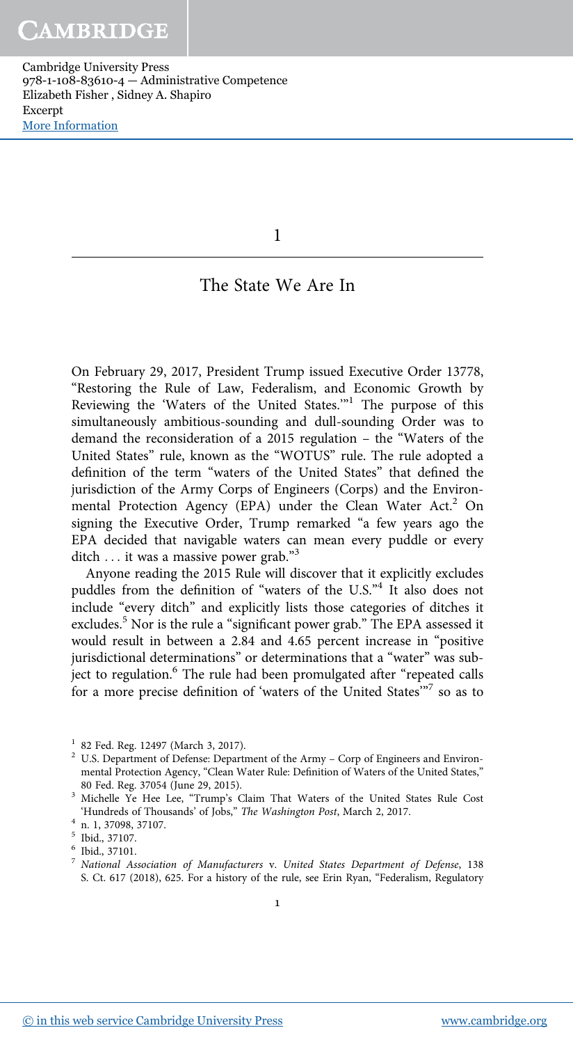# 1

## The State We Are In

On February 29, 2017, President Trump issued Executive Order 13778, "Restoring the Rule of Law, Federalism, and Economic Growth by Reviewing the 'Waters of the United States.'"[1] The purpose of this simultaneously ambitious-sounding and dull-sounding Order was to demand the reconsideration of a 2015 regulation – the "Waters of the United States" rule, known as the "WOTUS" rule. The rule adopted a definition of the term "waters of the United States" that defined the jurisdiction of the Army Corps of Engineers (Corps) and the Environmental Protection Agency (EPA) under the Clean Water Act.[2] On signing the Executive Order, Trump remarked "a few years ago the EPA decided that navigable waters can mean every puddle or every ditch … it was a massive power grab."[3]

Anyone reading the 2015 Rule will discover that it explicitly excludes puddles from the definition of "waters of the U.S."[4] It also does not include "every ditch" and explicitly lists those categories of ditches it excludes.[5] Nor is the rule a "significant power grab." The EPA assessed it would result in between a 2.84 and 4.65 percent increase in "positive jurisdictional determinations" or determinations that a "water" was subject to regulation.[6] The rule had been promulgated after "repeated calls for a more precise definition of 'waters of the United States'"[7] so as to

---

[1] 82 Fed. Reg. 12497 (March 3, 2017).

[2] U.S. Department of Defense: Department of the Army – Corp of Engineers and Environmental Protection Agency, "Clean Water Rule: Definition of Waters of the United States," 80 Fed. Reg. 37054 (June 29, 2015).

[3] Michelle Ye Hee Lee, "Trump's Claim That Waters of the United States Rule Cost 'Hundreds of Thousands' of Jobs," *The Washington Post*, March 2, 2017.

[4] n. 1, 37098, 37107.

[5] Ibid., 37107.

[6] Ibid., 37101.

[7] *National Association of Manufacturers* v. *United States Department of Defense*, 138 S. Ct. 617 (2018), 625. For a history of the rule, see Erin Ryan, "Federalism, Regulatory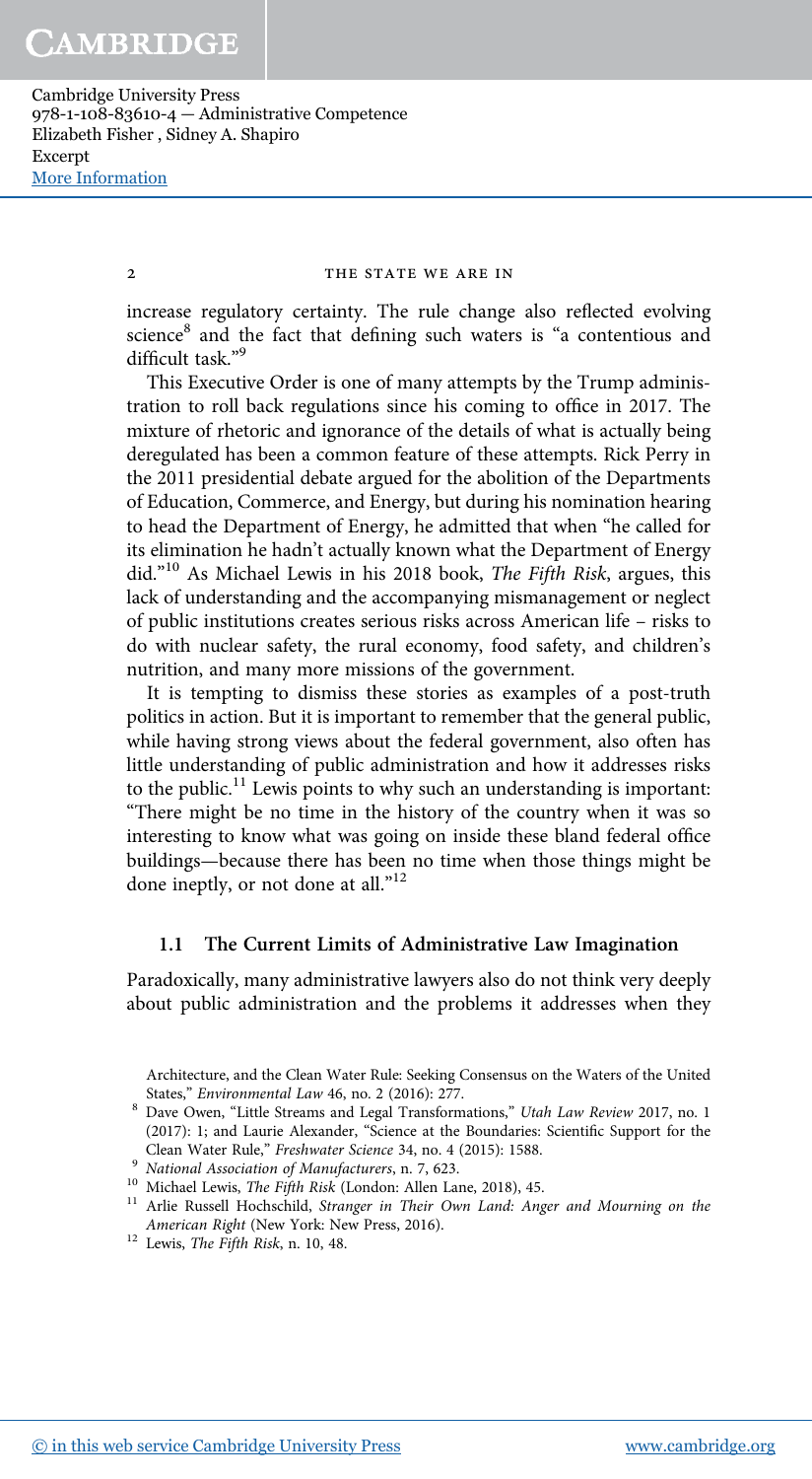increase regulatory certainty. The rule change also reflected evolving science[8] and the fact that defining such waters is "a contentious and difficult task."[9]

This Executive Order is one of many attempts by the Trump administration to roll back regulations since his coming to office in 2017. The mixture of rhetoric and ignorance of the details of what is actually being deregulated has been a common feature of these attempts. Rick Perry in the 2011 presidential debate argued for the abolition of the Departments of Education, Commerce, and Energy, but during his nomination hearing to head the Department of Energy, he admitted that when "he called for its elimination he hadn't actually known what the Department of Energy did."[10] As Michael Lewis in his 2018 book, *The Fifth Risk*, argues, this lack of understanding and the accompanying mismanagement or neglect of public institutions creates serious risks across American life – risks to do with nuclear safety, the rural economy, food safety, and children's nutrition, and many more missions of the government.

It is tempting to dismiss these stories as examples of a post-truth politics in action. But it is important to remember that the general public, while having strong views about the federal government, also often has little understanding of public administration and how it addresses risks to the public.[11] Lewis points to why such an understanding is important: "There might be no time in the history of the country when it was so interesting to know what was going on inside these bland federal office buildings—because there has been no time when those things might be done ineptly, or not done at all."[12]

## 1.1 The Current Limits of Administrative Law Imagination

Paradoxically, many administrative lawyers also do not think very deeply about public administration and the problems it addresses when they

Architecture, and the Clean Water Rule: Seeking Consensus on the Waters of the United States," *Environmental Law* 46, no. 2 (2016): 277.

[8] Dave Owen, "Little Streams and Legal Transformations," *Utah Law Review* 2017, no. 1 (2017): 1; and Laurie Alexander, "Science at the Boundaries: Scientific Support for the Clean Water Rule," *Freshwater Science* 34, no. 4 (2015): 1588.

[9] *National Association of Manufacturers*, n. 7, 623.

[10] Michael Lewis, *The Fifth Risk* (London: Allen Lane, 2018), 45.

[11] Arlie Russell Hochschild, *Stranger in Their Own Land: Anger and Mourning on the American Right* (New York: New Press, 2016).

[12] Lewis, *The Fifth Risk*, n. 10, 48.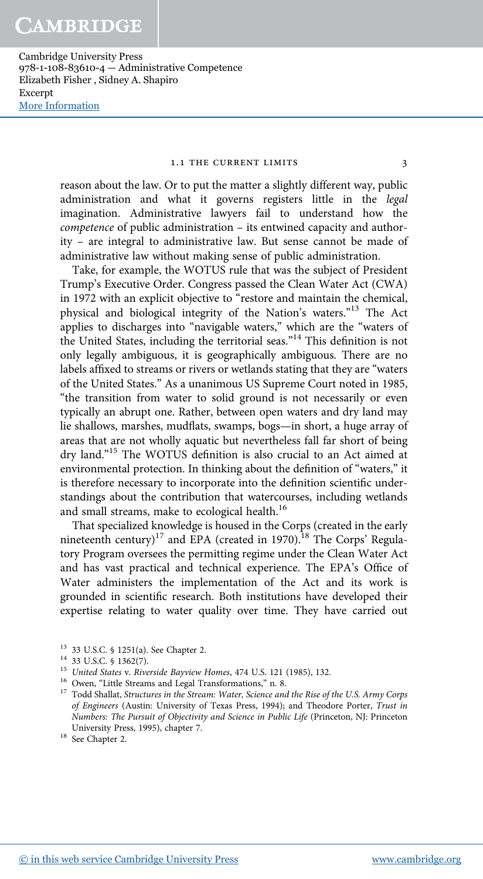reason about the law. Or to put the matter a slightly different way, public administration and what it governs registers little in the *legal* imagination. Administrative lawyers fail to understand how the *competence* of public administration – its entwined capacity and authority – are integral to administrative law. But sense cannot be made of administrative law without making sense of public administration.

Take, for example, the WOTUS rule that was the subject of President Trump's Executive Order. Congress passed the Clean Water Act (CWA) in 1972 with an explicit objective to "restore and maintain the chemical, physical and biological integrity of the Nation's waters."[13] The Act applies to discharges into "navigable waters," which are the "waters of the United States, including the territorial seas."[14] This definition is not only legally ambiguous, it is geographically ambiguous. There are no labels affixed to streams or rivers or wetlands stating that they are "waters of the United States." As a unanimous US Supreme Court noted in 1985, "the transition from water to solid ground is not necessarily or even typically an abrupt one. Rather, between open waters and dry land may lie shallows, marshes, mudflats, swamps, bogs—in short, a huge array of areas that are not wholly aquatic but nevertheless fall far short of being dry land."[15] The WOTUS definition is also crucial to an Act aimed at environmental protection. In thinking about the definition of "waters," it is therefore necessary to incorporate into the definition scientific understandings about the contribution that watercourses, including wetlands and small streams, make to ecological health.[16]

That specialized knowledge is housed in the Corps (created in the early nineteenth century)[17] and EPA (created in 1970).[18] The Corps' Regulatory Program oversees the permitting regime under the Clean Water Act and has vast practical and technical experience. The EPA's Office of Water administers the implementation of the Act and its work is grounded in scientific research. Both institutions have developed their expertise relating to water quality over time. They have carried out

---

[13] 33 U.S.C. § 1251(a). See Chapter 2.

[14] 33 U.S.C. § 1362(7).

[15] *United States* v. *Riverside Bayview Homes*, 474 U.S. 121 (1985), 132.

[16] Owen, "Little Streams and Legal Transformations," n. 8.

[17] Todd Shallat, *Structures in the Stream: Water, Science and the Rise of the U.S. Army Corps of Engineers* (Austin: University of Texas Press, 1994); and Theodore Porter, *Trust in Numbers: The Pursuit of Objectivity and Science in Public Life* (Princeton, NJ: Princeton University Press, 1995), chapter 7.

[18] See Chapter 2.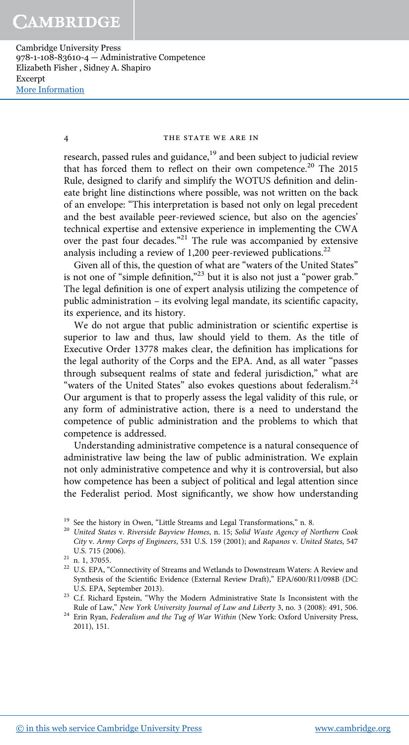research, passed rules and guidance,[19] and been subject to judicial review that has forced them to reflect on their own competence.[20] The 2015 Rule, designed to clarify and simplify the WOTUS definition and delineate bright line distinctions where possible, was not written on the back of an envelope: "This interpretation is based not only on legal precedent and the best available peer-reviewed science, but also on the agencies' technical expertise and extensive experience in implementing the CWA over the past four decades."[21] The rule was accompanied by extensive analysis including a review of 1,200 peer-reviewed publications.[22]

Given all of this, the question of what are "waters of the United States" is not one of "simple definition,"[23] but it is also not just a "power grab." The legal definition is one of expert analysis utilizing the competence of public administration – its evolving legal mandate, its scientific capacity, its experience, and its history.

We do not argue that public administration or scientific expertise is superior to law and thus, law should yield to them. As the title of Executive Order 13778 makes clear, the definition has implications for the legal authority of the Corps and the EPA. And, as all water "passes through subsequent realms of state and federal jurisdiction," what are "waters of the United States" also evokes questions about federalism.[24] Our argument is that to properly assess the legal validity of this rule, or any form of administrative action, there is a need to understand the competence of public administration and the problems to which that competence is addressed.

Understanding administrative competence is a natural consequence of administrative law being the law of public administration. We explain not only administrative competence and why it is controversial, but also how competence has been a subject of political and legal attention since the Federalist period. Most significantly, we show how understanding

---

[19] See the history in Owen, "Little Streams and Legal Transformations," n. 8.

[20] *United States* v. *Riverside Bayview Homes*, n. 15; *Solid Waste Agency of Northern Cook City* v. *Army Corps of Engineers*, 531 U.S. 159 (2001); and *Rapanos* v. *United States*, 547 U.S. 715 (2006).

[21] n. 1, 37055.

[22] U.S. EPA, "Connectivity of Streams and Wetlands to Downstream Waters: A Review and Synthesis of the Scientific Evidence (External Review Draft)," EPA/600/R11/098B (DC: U.S. EPA, September 2013).

[23] C.f. Richard Epstein, "Why the Modern Administrative State Is Inconsistent with the Rule of Law," *New York University Journal of Law and Liberty* 3, no. 3 (2008): 491, 506.

[24] Erin Ryan, *Federalism and the Tug of War Within* (New York: Oxford University Press, 2011), 151.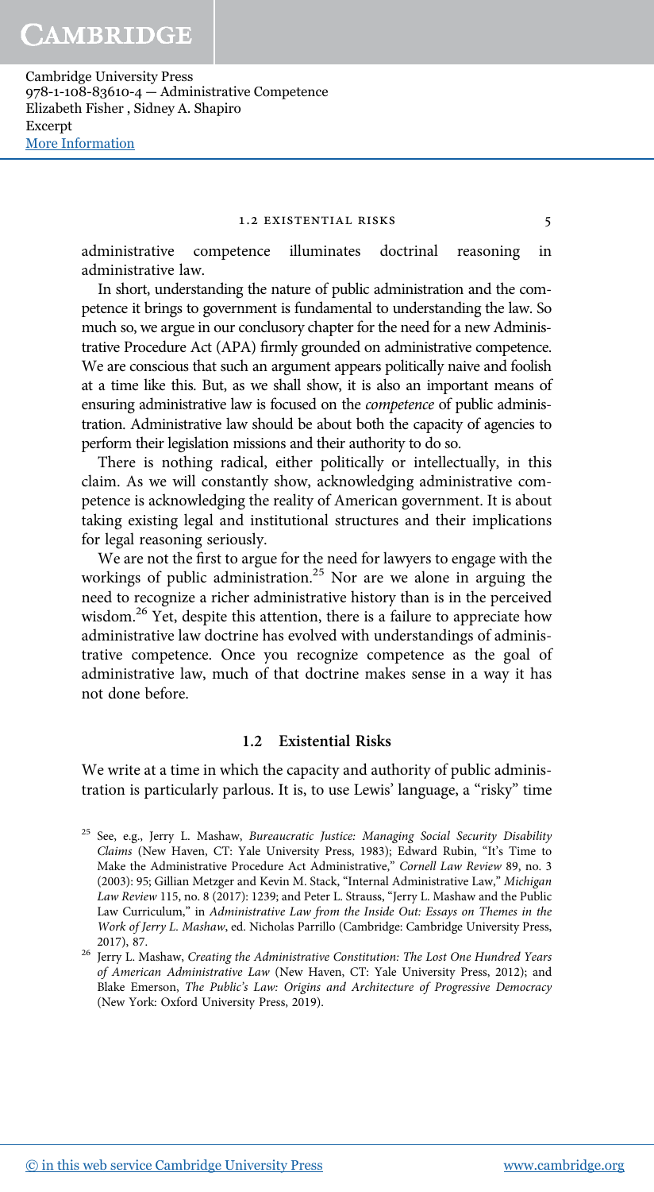administrative competence illuminates doctrinal reasoning in administrative law.

In short, understanding the nature of public administration and the competence it brings to government is fundamental to understanding the law. So much so, we argue in our conclusory chapter for the need for a new Administrative Procedure Act (APA) firmly grounded on administrative competence. We are conscious that such an argument appears politically naive and foolish at a time like this. But, as we shall show, it is also an important means of ensuring administrative law is focused on the *competence* of public administration. Administrative law should be about both the capacity of agencies to perform their legislation missions and their authority to do so.

There is nothing radical, either politically or intellectually, in this claim. As we will constantly show, acknowledging administrative competence is acknowledging the reality of American government. It is about taking existing legal and institutional structures and their implications for legal reasoning seriously.

We are not the first to argue for the need for lawyers to engage with the workings of public administration.[25] Nor are we alone in arguing the need to recognize a richer administrative history than is in the perceived wisdom.[26] Yet, despite this attention, there is a failure to appreciate how administrative law doctrine has evolved with understandings of administrative competence. Once you recognize competence as the goal of administrative law, much of that doctrine makes sense in a way it has not done before.

## 1.2 Existential Risks

We write at a time in which the capacity and authority of public administration is particularly parlous. It is, to use Lewis' language, a "risky" time

---

[25] See, e.g., Jerry L. Mashaw, *Bureaucratic Justice: Managing Social Security Disability Claims* (New Haven, CT: Yale University Press, 1983); Edward Rubin, "It's Time to Make the Administrative Procedure Act Administrative," *Cornell Law Review* 89, no. 3 (2003): 95; Gillian Metzger and Kevin M. Stack, "Internal Administrative Law," *Michigan Law Review* 115, no. 8 (2017): 1239; and Peter L. Strauss, "Jerry L. Mashaw and the Public Law Curriculum," in *Administrative Law from the Inside Out: Essays on Themes in the Work of Jerry L. Mashaw*, ed. Nicholas Parrillo (Cambridge: Cambridge University Press, 2017), 87.

[26] Jerry L. Mashaw, *Creating the Administrative Constitution: The Lost One Hundred Years of American Administrative Law* (New Haven, CT: Yale University Press, 2012); and Blake Emerson, *The Public's Law: Origins and Architecture of Progressive Democracy* (New York: Oxford University Press, 2019).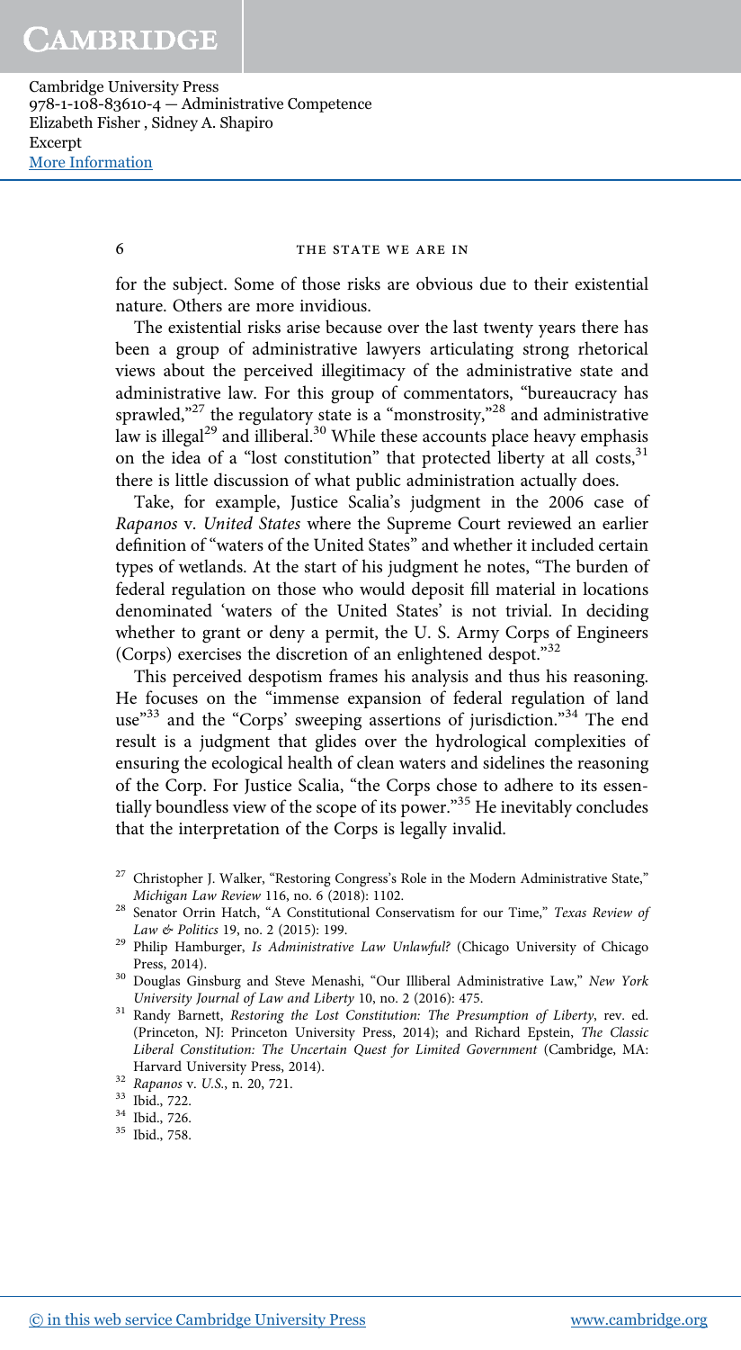for the subject. Some of those risks are obvious due to their existential nature. Others are more invidious.

The existential risks arise because over the last twenty years there has been a group of administrative lawyers articulating strong rhetorical views about the perceived illegitimacy of the administrative state and administrative law. For this group of commentators, "bureaucracy has sprawled,"[27] the regulatory state is a "monstrosity,"[28] and administrative law is illegal[29] and illiberal.[30] While these accounts place heavy emphasis on the idea of a "lost constitution" that protected liberty at all costs,[31] there is little discussion of what public administration actually does.

Take, for example, Justice Scalia's judgment in the 2006 case of *Rapanos* v. *United States* where the Supreme Court reviewed an earlier definition of "waters of the United States" and whether it included certain types of wetlands. At the start of his judgment he notes, "The burden of federal regulation on those who would deposit fill material in locations denominated 'waters of the United States' is not trivial. In deciding whether to grant or deny a permit, the U. S. Army Corps of Engineers (Corps) exercises the discretion of an enlightened despot."[32]

This perceived despotism frames his analysis and thus his reasoning. He focuses on the "immense expansion of federal regulation of land use"[33] and the "Corps' sweeping assertions of jurisdiction."[34] The end result is a judgment that glides over the hydrological complexities of ensuring the ecological health of clean waters and sidelines the reasoning of the Corp. For Justice Scalia, "the Corps chose to adhere to its essentially boundless view of the scope of its power."[35] He inevitably concludes that the interpretation of the Corps is legally invalid.

[27] Christopher J. Walker, "Restoring Congress's Role in the Modern Administrative State," *Michigan Law Review* 116, no. 6 (2018): 1102.

[28] Senator Orrin Hatch, "A Constitutional Conservatism for our Time," *Texas Review of Law & Politics* 19, no. 2 (2015): 199.

[29] Philip Hamburger, *Is Administrative Law Unlawful?* (Chicago University of Chicago Press, 2014).

[30] Douglas Ginsburg and Steve Menashi, "Our Illiberal Administrative Law," *New York University Journal of Law and Liberty* 10, no. 2 (2016): 475.

[31] Randy Barnett, *Restoring the Lost Constitution: The Presumption of Liberty*, rev. ed. (Princeton, NJ: Princeton University Press, 2014); and Richard Epstein, *The Classic Liberal Constitution: The Uncertain Quest for Limited Government* (Cambridge, MA: Harvard University Press, 2014).

[32] *Rapanos* v. *U.S.*, n. 20, 721.

[33] Ibid., 722.

[34] Ibid., 726.

[35] Ibid., 758.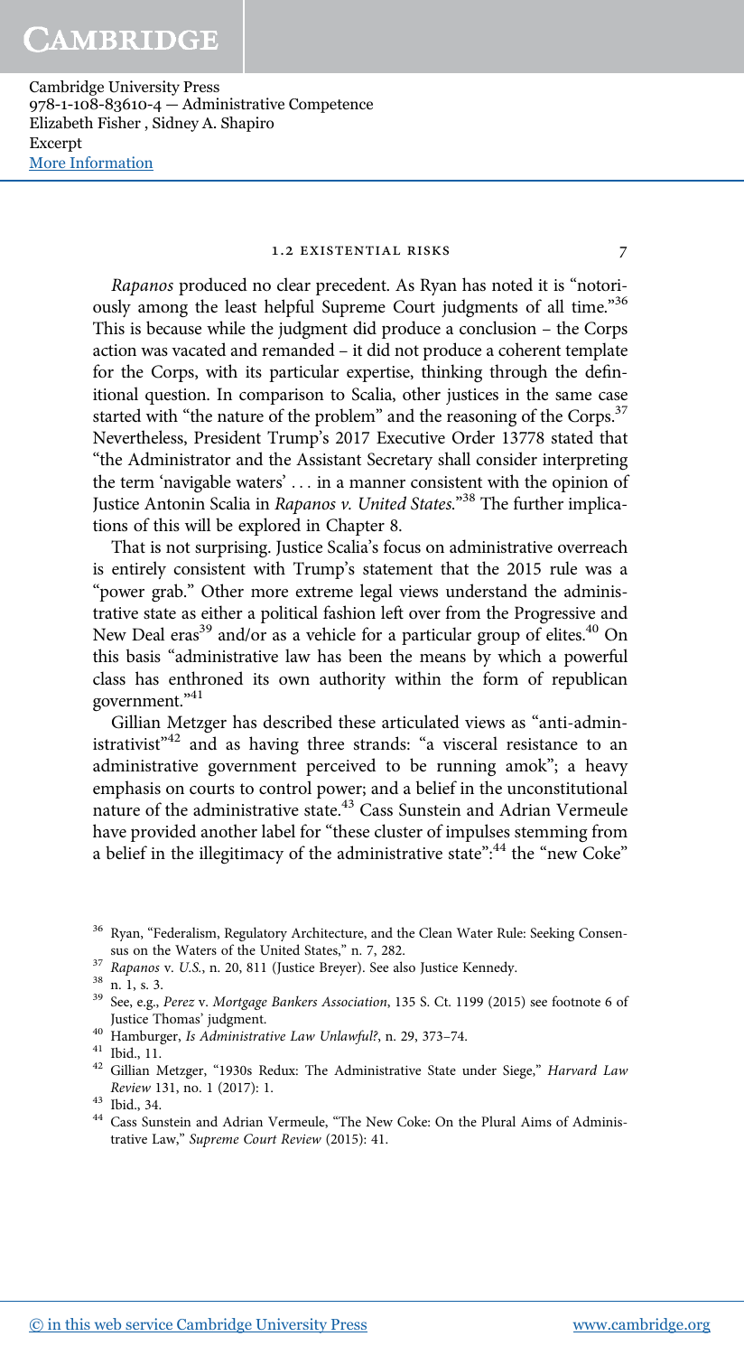*Rapanos* produced no clear precedent. As Ryan has noted it is "notoriously among the least helpful Supreme Court judgments of all time."[36] This is because while the judgment did produce a conclusion – the Corps action was vacated and remanded – it did not produce a coherent template for the Corps, with its particular expertise, thinking through the definitional question. In comparison to Scalia, other justices in the same case started with "the nature of the problem" and the reasoning of the Corps.[37] Nevertheless, President Trump's 2017 Executive Order 13778 stated that "the Administrator and the Assistant Secretary shall consider interpreting the term 'navigable waters' . . . in a manner consistent with the opinion of Justice Antonin Scalia in *Rapanos v. United States*."[38] The further implications of this will be explored in Chapter 8.

That is not surprising. Justice Scalia's focus on administrative overreach is entirely consistent with Trump's statement that the 2015 rule was a "power grab." Other more extreme legal views understand the administrative state as either a political fashion left over from the Progressive and New Deal eras[39] and/or as a vehicle for a particular group of elites.[40] On this basis "administrative law has been the means by which a powerful class has enthroned its own authority within the form of republican government."[41]

Gillian Metzger has described these articulated views as "anti-administrativist"[42] and as having three strands: "a visceral resistance to an administrative government perceived to be running amok"; a heavy emphasis on courts to control power; and a belief in the unconstitutional nature of the administrative state.[43] Cass Sunstein and Adrian Vermeule have provided another label for "these cluster of impulses stemming from a belief in the illegitimacy of the administrative state":[44] the "new Coke"

---

[36] Ryan, "Federalism, Regulatory Architecture, and the Clean Water Rule: Seeking Consensus on the Waters of the United States," n. 7, 282.

[37] *Rapanos* v. *U.S.*, n. 20, 811 (Justice Breyer). See also Justice Kennedy.

[38] n. 1, s. 3.

[39] See, e.g., *Perez* v. *Mortgage Bankers Association*, 135 S. Ct. 1199 (2015) see footnote 6 of Justice Thomas' judgment.

[40] Hamburger, *Is Administrative Law Unlawful?*, n. 29, 373–74.

[41] Ibid., 11.

[42] Gillian Metzger, "1930s Redux: The Administrative State under Siege," *Harvard Law Review* 131, no. 1 (2017): 1.

[43] Ibid., 34.

[44] Cass Sunstein and Adrian Vermeule, "The New Coke: On the Plural Aims of Administrative Law," *Supreme Court Review* (2015): 41.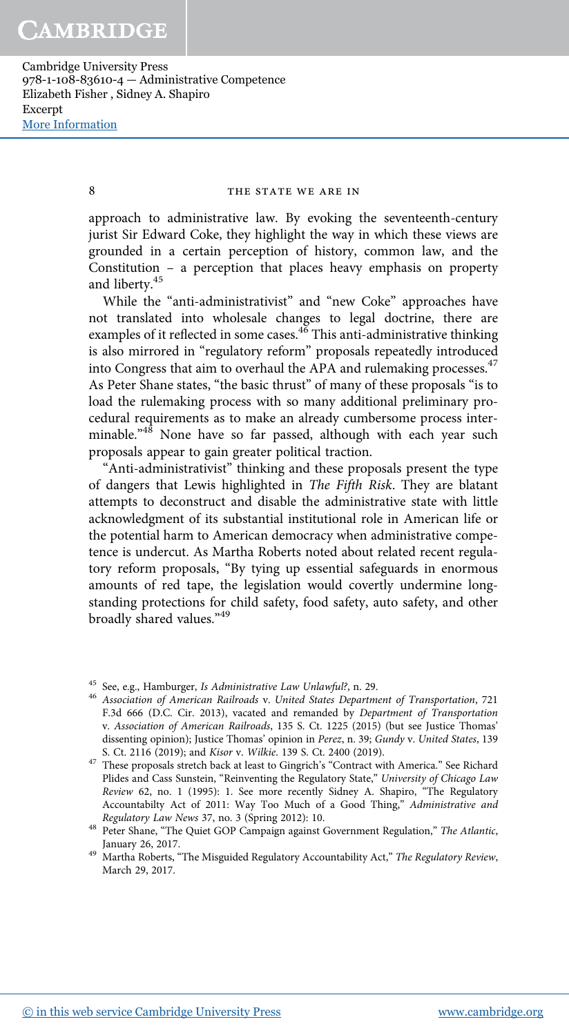approach to administrative law. By evoking the seventeenth-century jurist Sir Edward Coke, they highlight the way in which these views are grounded in a certain perception of history, common law, and the Constitution – a perception that places heavy emphasis on property and liberty.[45]

While the "anti-administrativist" and "new Coke" approaches have not translated into wholesale changes to legal doctrine, there are examples of it reflected in some cases.[46] This anti-administrative thinking is also mirrored in "regulatory reform" proposals repeatedly introduced into Congress that aim to overhaul the APA and rulemaking processes.[47] As Peter Shane states, "the basic thrust" of many of these proposals "is to load the rulemaking process with so many additional preliminary procedural requirements as to make an already cumbersome process interminable."[48] None have so far passed, although with each year such proposals appear to gain greater political traction.

"Anti-administrativist" thinking and these proposals present the type of dangers that Lewis highlighted in *The Fifth Risk*. They are blatant attempts to deconstruct and disable the administrative state with little acknowledgment of its substantial institutional role in American life or the potential harm to American democracy when administrative competence is undercut. As Martha Roberts noted about related recent regulatory reform proposals, "By tying up essential safeguards in enormous amounts of red tape, the legislation would covertly undermine longstanding protections for child safety, food safety, auto safety, and other broadly shared values."[49]

---

[45] See, e.g., Hamburger, *Is Administrative Law Unlawful?*, n. 29.

[46] *Association of American Railroads* v. *United States Department of Transportation*, 721 F.3d 666 (D.C. Cir. 2013), vacated and remanded by *Department of Transportation* v. *Association of American Railroads*, 135 S. Ct. 1225 (2015) (but see Justice Thomas' dissenting opinion); Justice Thomas' opinion in *Perez*, n. 39; *Gundy* v. *United States*, 139 S. Ct. 2116 (2019); and *Kisor* v. *Wilkie*. 139 S. Ct. 2400 (2019).

[47] These proposals stretch back at least to Gingrich's "Contract with America." See Richard Plides and Cass Sunstein, "Reinventing the Regulatory State," *University of Chicago Law Review* 62, no. 1 (1995): 1. See more recently Sidney A. Shapiro, "The Regulatory Accountabilty Act of 2011: Way Too Much of a Good Thing," *Administrative and Regulatory Law News* 37, no. 3 (Spring 2012): 10.

[48] Peter Shane, "The Quiet GOP Campaign against Government Regulation," *The Atlantic*, January 26, 2017.

[49] Martha Roberts, "The Misguided Regulatory Accountability Act," *The Regulatory Review*, March 29, 2017.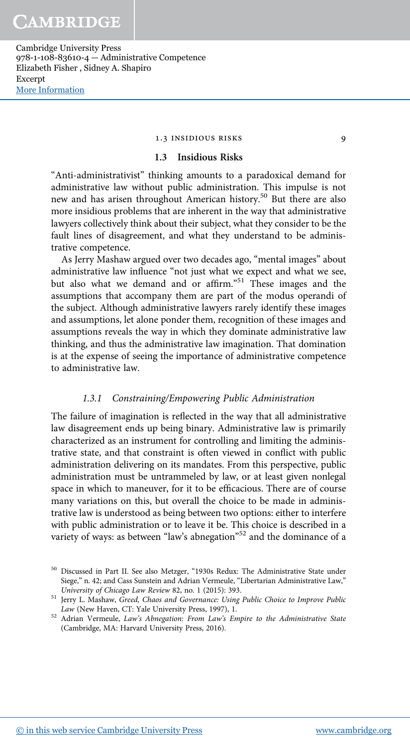## 1.3 Insidious Risks

"Anti-administrativist" thinking amounts to a paradoxical demand for administrative law without public administration. This impulse is not new and has arisen throughout American history.[50] But there are also more insidious problems that are inherent in the way that administrative lawyers collectively think about their subject, what they consider to be the fault lines of disagreement, and what they understand to be administrative competence.

As Jerry Mashaw argued over two decades ago, "mental images" about administrative law influence "not just what we expect and what we see, but also what we demand and or affirm."[51] These images and the assumptions that accompany them are part of the modus operandi of the subject. Although administrative lawyers rarely identify these images and assumptions, let alone ponder them, recognition of these images and assumptions reveals the way in which they dominate administrative law thinking, and thus the administrative law imagination. That domination is at the expense of seeing the importance of administrative competence to administrative law.

### *1.3.1 Constraining/Empowering Public Administration*

The failure of imagination is reflected in the way that all administrative law disagreement ends up being binary. Administrative law is primarily characterized as an instrument for controlling and limiting the administrative state, and that constraint is often viewed in conflict with public administration delivering on its mandates. From this perspective, public administration must be untrammeled by law, or at least given nonlegal space in which to maneuver, for it to be efficacious. There are of course many variations on this, but overall the choice to be made in administrative law is understood as being between two options: either to interfere with public administration or to leave it be. This choice is described in a variety of ways: as between "law's abnegation"[52] and the dominance of a

---

[50] Discussed in Part II. See also Metzger, "1930s Redux: The Administrative State under Siege," n. 42; and Cass Sunstein and Adrian Vermeule, "Libertarian Administrative Law," *University of Chicago Law Review* 82, no. 1 (2015): 393.

[51] Jerry L. Mashaw, *Greed, Chaos and Governance: Using Public Choice to Improve Public Law* (New Haven, CT: Yale University Press, 1997), 1.

[52] Adrian Vermeule, *Law's Abnegation: From Law's Empire to the Administrative State* (Cambridge, MA: Harvard University Press, 2016).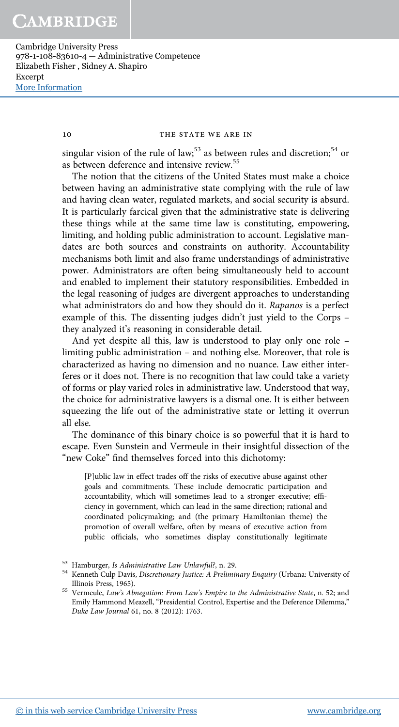singular vision of the rule of law;[53] as between rules and discretion;[54] or as between deference and intensive review.[55]

The notion that the citizens of the United States must make a choice between having an administrative state complying with the rule of law and having clean water, regulated markets, and social security is absurd. It is particularly farcical given that the administrative state is delivering these things while at the same time law is constituting, empowering, limiting, and holding public administration to account. Legislative mandates are both sources and constraints on authority. Accountability mechanisms both limit and also frame understandings of administrative power. Administrators are often being simultaneously held to account and enabled to implement their statutory responsibilities. Embedded in the legal reasoning of judges are divergent approaches to understanding what administrators do and how they should do it. *Rapanos* is a perfect example of this. The dissenting judges didn't just yield to the Corps – they analyzed it's reasoning in considerable detail.

And yet despite all this, law is understood to play only one role – limiting public administration – and nothing else. Moreover, that role is characterized as having no dimension and no nuance. Law either interferes or it does not. There is no recognition that law could take a variety of forms or play varied roles in administrative law. Understood that way, the choice for administrative lawyers is a dismal one. It is either between squeezing the life out of the administrative state or letting it overrun all else.

The dominance of this binary choice is so powerful that it is hard to escape. Even Sunstein and Vermeule in their insightful dissection of the "new Coke" find themselves forced into this dichotomy:

> [P]ublic law in effect trades off the risks of executive abuse against other goals and commitments. These include democratic participation and accountability, which will sometimes lead to a stronger executive; efficiency in government, which can lead in the same direction; rational and coordinated policymaking; and (the primary Hamiltonian theme) the promotion of overall welfare, often by means of executive action from public officials, who sometimes display constitutionally legitimate

[53] Hamburger, *Is Administrative Law Unlawful?*, n. 29.

[54] Kenneth Culp Davis, *Discretionary Justice: A Preliminary Enquiry* (Urbana: University of Illinois Press, 1965).

[55] Vermeule, *Law's Abnegation: From Law's Empire to the Administrative State*, n. 52; and Emily Hammond Meazell, "Presidential Control, Expertise and the Deference Dilemma," *Duke Law Journal* 61, no. 8 (2012): 1763.